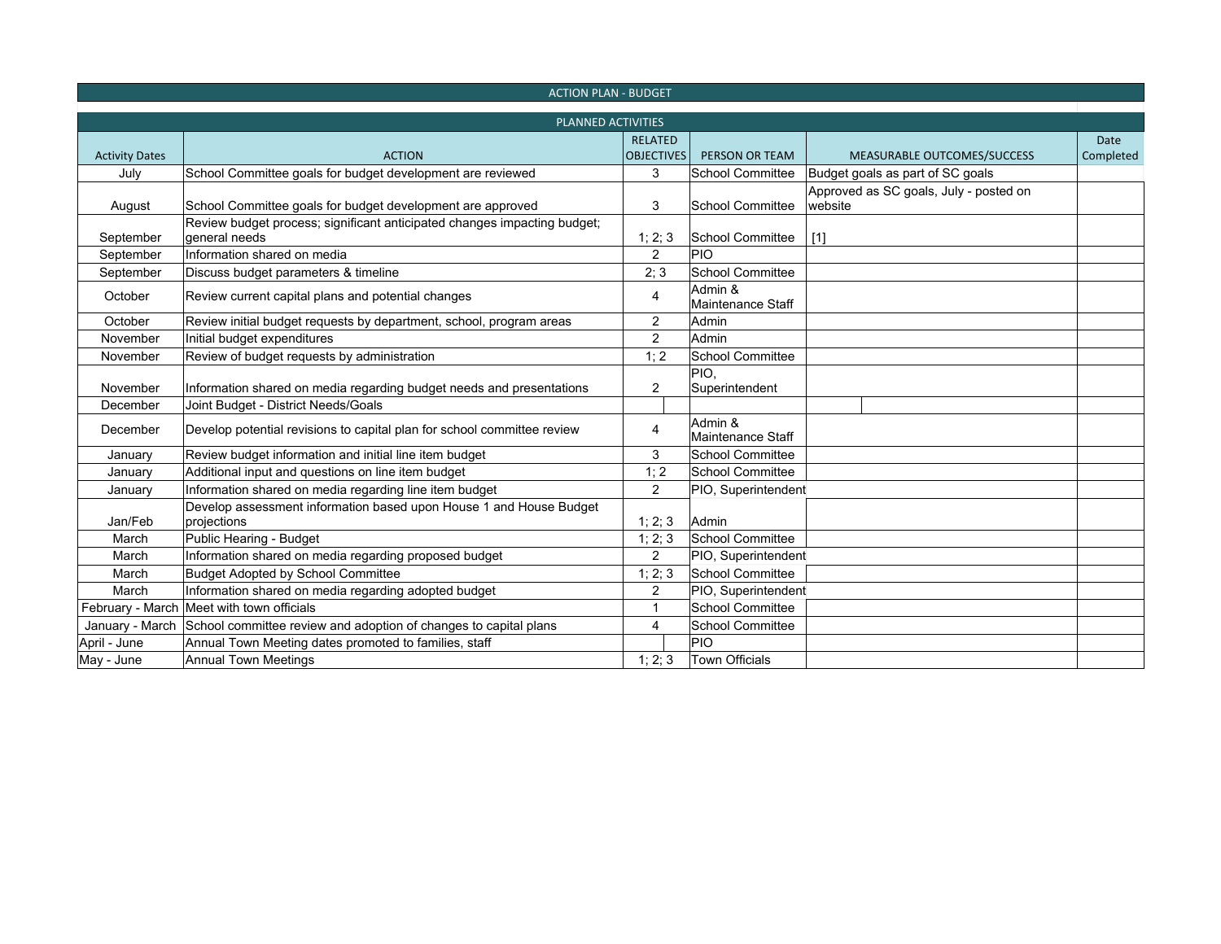# ACTION PLAN - BUDGET

## PLANNED ACTIVITIES

| Activity Dates | ACTION | RELATED OBJECTIVES | PERSON OR TEAM | MEASURABLE OUTCOMES/SUCCESS | Date Completed |
|---|---|---|---|---|---|
| July | School Committee goals for budget development are reviewed | 3 | School Committee | Budget goals as part of SC goals | |
| August | School Committee goals for budget development are approved | 3 | School Committee | Approved as SC goals, July - posted on website | |
| September | Review budget process; significant anticipated changes impacting budget; general needs | 1; 2; 3 | School Committee | [1] | |
| September | Information shared on media | 2 | PIO | | |
| September | Discuss budget parameters & timeline | 2; 3 | School Committee | | |
| October | Review current capital plans and potential changes | 4 | Admin & Maintenance Staff | | |
| October | Review initial budget requests by department, school, program areas | 2 | Admin | | |
| November | Initial budget expenditures | 2 | Admin | | |
| November | Review of budget requests by administration | 1; 2 | School Committee | | |
| November | Information shared on media regarding budget needs and presentations | 2 | PIO, Superintendent | | |
| December | Joint Budget - District Needs/Goals | | | | |
| December | Develop potential revisions to capital plan for school committee review | 4 | Admin & Maintenance Staff | | |
| January | Review budget information and initial line item budget | 3 | School Committee | | |
| January | Additional input and questions on line item budget | 1; 2 | School Committee | | |
| January | Information shared on media regarding line item budget | 2 | PIO, Superintendent | | |
| Jan/Feb | Develop assessment information based upon House 1 and House Budget projections | 1; 2; 3 | Admin | | |
| March | Public Hearing - Budget | 1; 2; 3 | School Committee | | |
| March | Information shared on media regarding proposed budget | 2 | PIO, Superintendent | | |
| March | Budget Adopted by School Committee | 1; 2; 3 | School Committee | | |
| March | Information shared on media regarding adopted budget | 2 | PIO, Superintendent | | |
| February - March | Meet with town officials | 1 | School Committee | | |
| January - March | School committee review and adoption of changes to capital plans | 4 | School Committee | | |
| April - June | Annual Town Meeting dates promoted to families, staff | | PIO | | |
| May - June | Annual Town Meetings | 1; 2; 3 | Town Officials | | |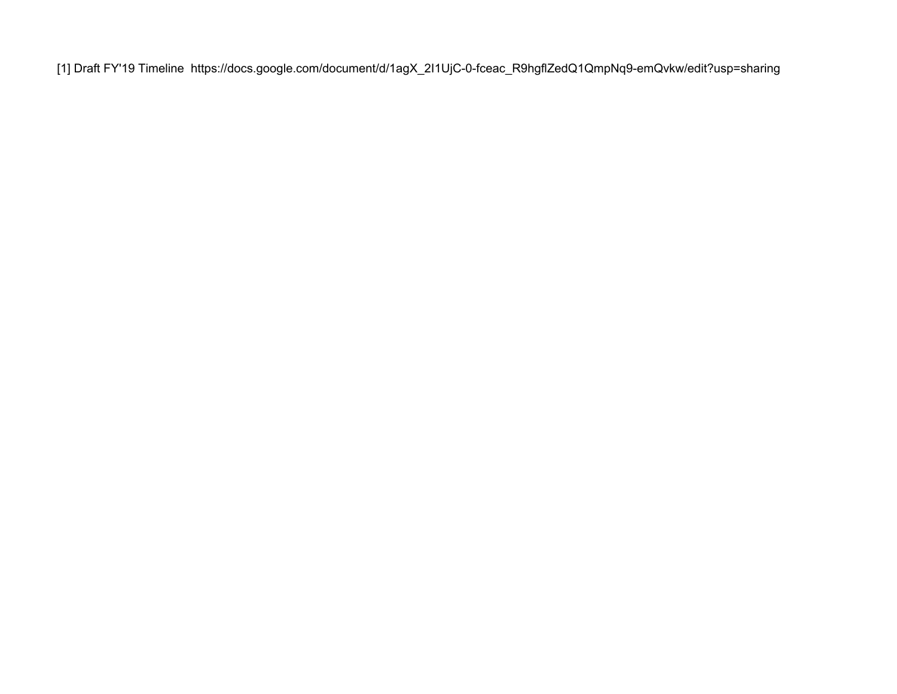[1] Draft FY'19 Timeline https://docs.google.com/document/d/1agX_2I1UjC-0-fceac_R9hgflZedQ1QmpNq9-emQvkw/edit?usp=sharing